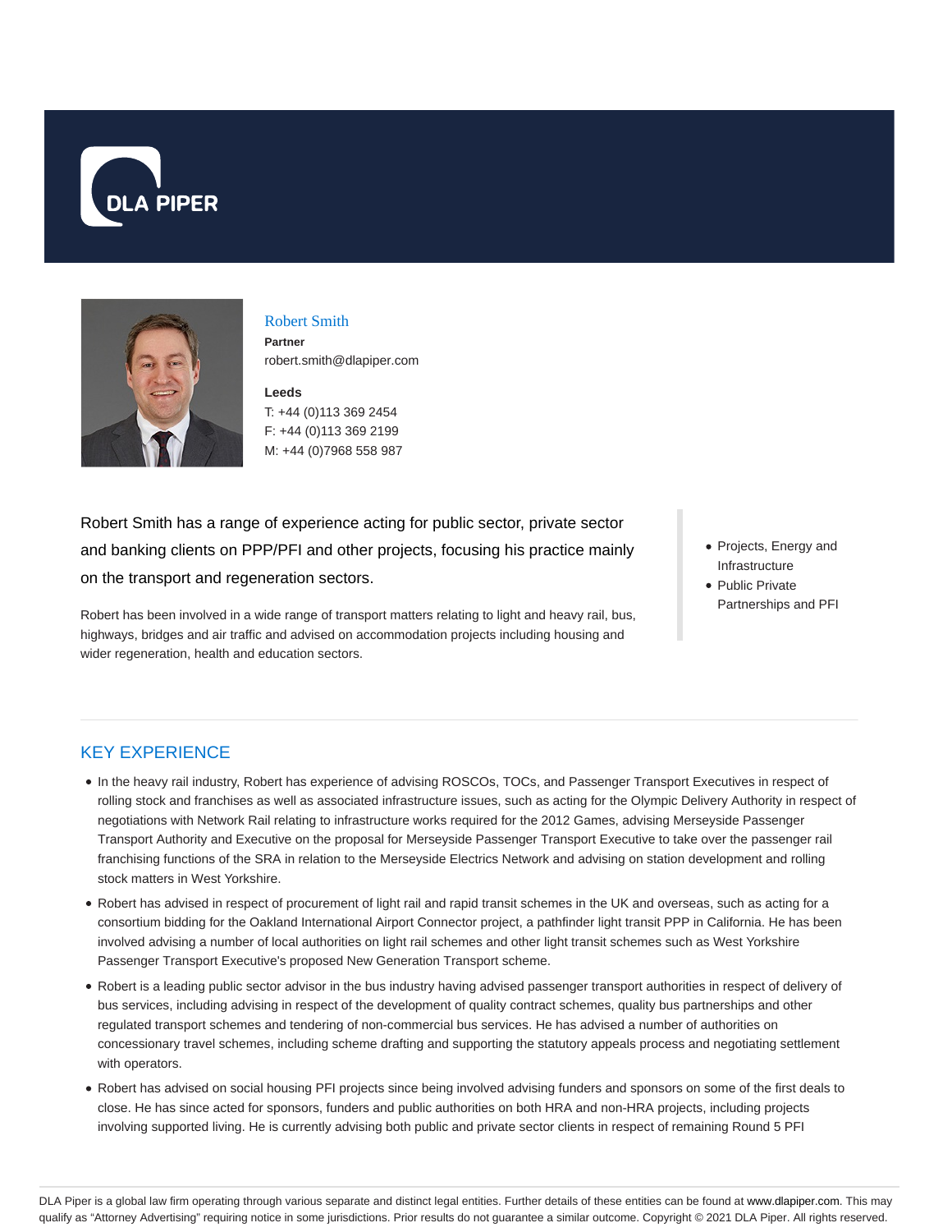Robert Smith

**Partner**

robert.smith@dlapiper.com

**Leeds**

T: +44 (0)113 369 2454

F: +44 (0)113 369 2199

M: +44 (0)7968 558 987

Robert Smith has a range of experience acting for public sector, private sector and banking clients on PPP/PFI and other projects, focusing his practice mainly on the transport and regeneration sectors.

Robert has been involved in a wide range of transport matters relating to light and heavy rail, bus, highways, bridges and air traffic and advised on accommodation projects including housing and wider regeneration, health and education sectors.

- Projects, Energy and Infrastructure
- Public Private Partnerships and PFI

## KEY EXPERIENCE

- In the heavy rail industry, Robert has experience of advising ROSCOs, TOCs, and Passenger Transport Executives in respect of rolling stock and franchises as well as associated infrastructure issues, such as acting for the Olympic Delivery Authority in respect of negotiations with Network Rail relating to infrastructure works required for the 2012 Games, advising Merseyside Passenger Transport Authority and Executive on the proposal for Merseyside Passenger Transport Executive to take over the passenger rail franchising functions of the SRA in relation to the Merseyside Electrics Network and advising on station development and rolling stock matters in West Yorkshire.
- Robert has advised in respect of procurement of light rail and rapid transit schemes in the UK and overseas, such as acting for a consortium bidding for the Oakland International Airport Connector project, a pathfinder light transit PPP in California. He has been involved advising a number of local authorities on light rail schemes and other light transit schemes such as West Yorkshire Passenger Transport Executive's proposed New Generation Transport scheme.
- Robert is a leading public sector advisor in the bus industry having advised passenger transport authorities in respect of delivery of bus services, including advising in respect of the development of quality contract schemes, quality bus partnerships and other regulated transport schemes and tendering of non-commercial bus services. He has advised a number of authorities on concessionary travel schemes, including scheme drafting and supporting the statutory appeals process and negotiating settlement with operators.
- Robert has advised on social housing PFI projects since being involved advising funders and sponsors on some of the first deals to close. He has since acted for sponsors, funders and public authorities on both HRA and non-HRA projects, including projects involving supported living. He is currently advising both public and private sector clients in respect of remaining Round 5 PFI

DLA Piper is a global law firm operating through various separate and distinct legal entities. Further details of these entities can be found at www.dlapiper.com. This may qualify as "Attorney Advertising" requiring notice in some jurisdictions. Prior results do not guarantee a similar outcome. Copyright © 2021 DLA Piper. All rights reserved.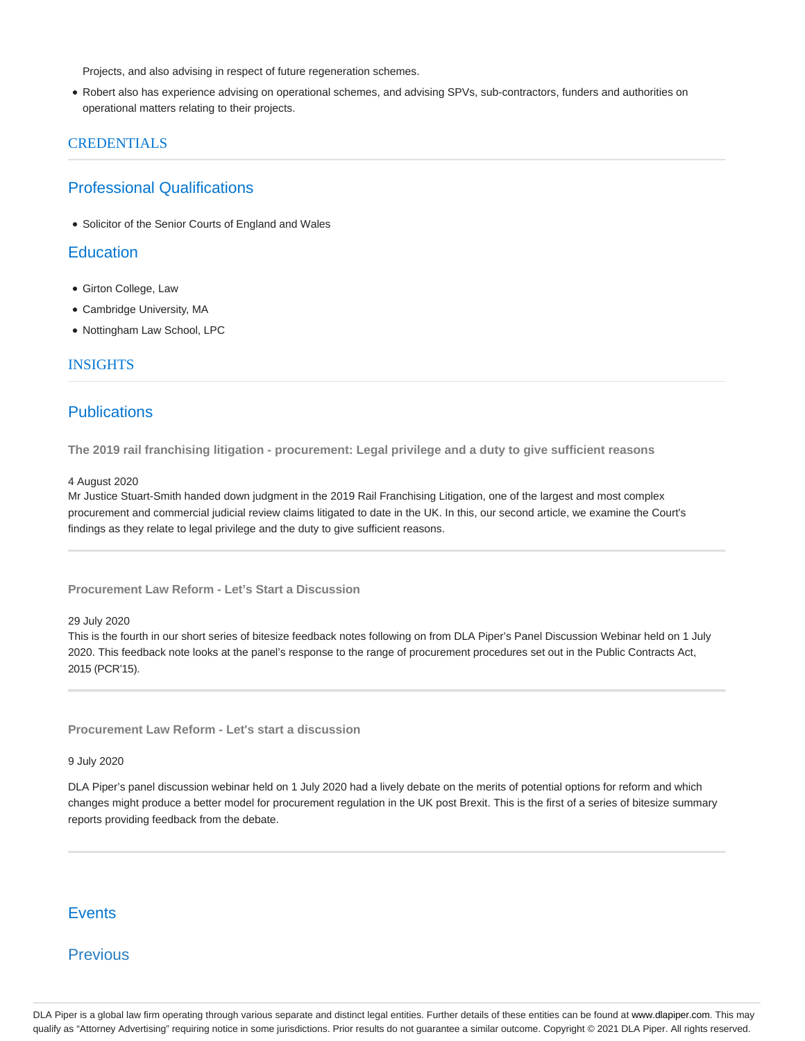Projects, and also advising in respect of future regeneration schemes.

- Robert also has experience advising on operational schemes, and advising SPVs, sub-contractors, funders and authorities on operational matters relating to their projects.

## CREDENTIALS

### Professional Qualifications

- Solicitor of the Senior Courts of England and Wales

### Education

- Girton College, Law
- Cambridge University, MA
- Nottingham Law School, LPC

## INSIGHTS

### Publications

**The 2019 rail franchising litigation - procurement: Legal privilege and a duty to give sufficient reasons**

4 August 2020

Mr Justice Stuart-Smith handed down judgment in the 2019 Rail Franchising Litigation, one of the largest and most complex procurement and commercial judicial review claims litigated to date in the UK. In this, our second article, we examine the Court's findings as they relate to legal privilege and the duty to give sufficient reasons.

**Procurement Law Reform - Let's Start a Discussion**

29 July 2020

This is the fourth in our short series of bitesize feedback notes following on from DLA Piper's Panel Discussion Webinar held on 1 July 2020. This feedback note looks at the panel's response to the range of procurement procedures set out in the Public Contracts Act, 2015 (PCR'15).

**Procurement Law Reform - Let's start a discussion**

9 July 2020

DLA Piper's panel discussion webinar held on 1 July 2020 had a lively debate on the merits of potential options for reform and which changes might produce a better model for procurement regulation in the UK post Brexit. This is the first of a series of bitesize summary reports providing feedback from the debate.

### Events

### Previous

DLA Piper is a global law firm operating through various separate and distinct legal entities. Further details of these entities can be found at www.dlapiper.com. This may qualify as "Attorney Advertising" requiring notice in some jurisdictions. Prior results do not guarantee a similar outcome. Copyright © 2021 DLA Piper. All rights reserved.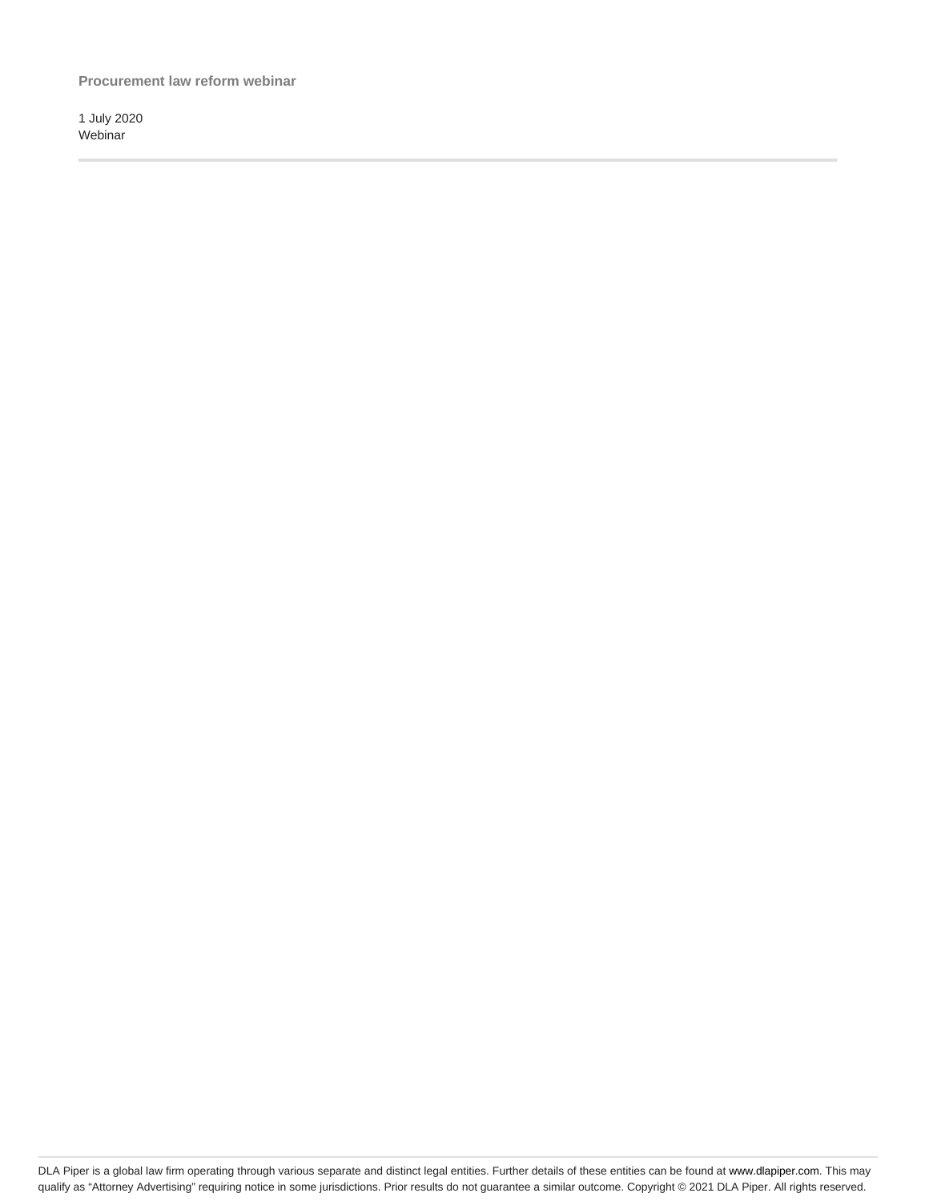**Procurement law reform webinar**

1 July 2020
Webinar

DLA Piper is a global law firm operating through various separate and distinct legal entities. Further details of these entities can be found at www.dlapiper.com. This may qualify as "Attorney Advertising" requiring notice in some jurisdictions. Prior results do not guarantee a similar outcome. Copyright © 2021 DLA Piper. All rights reserved.